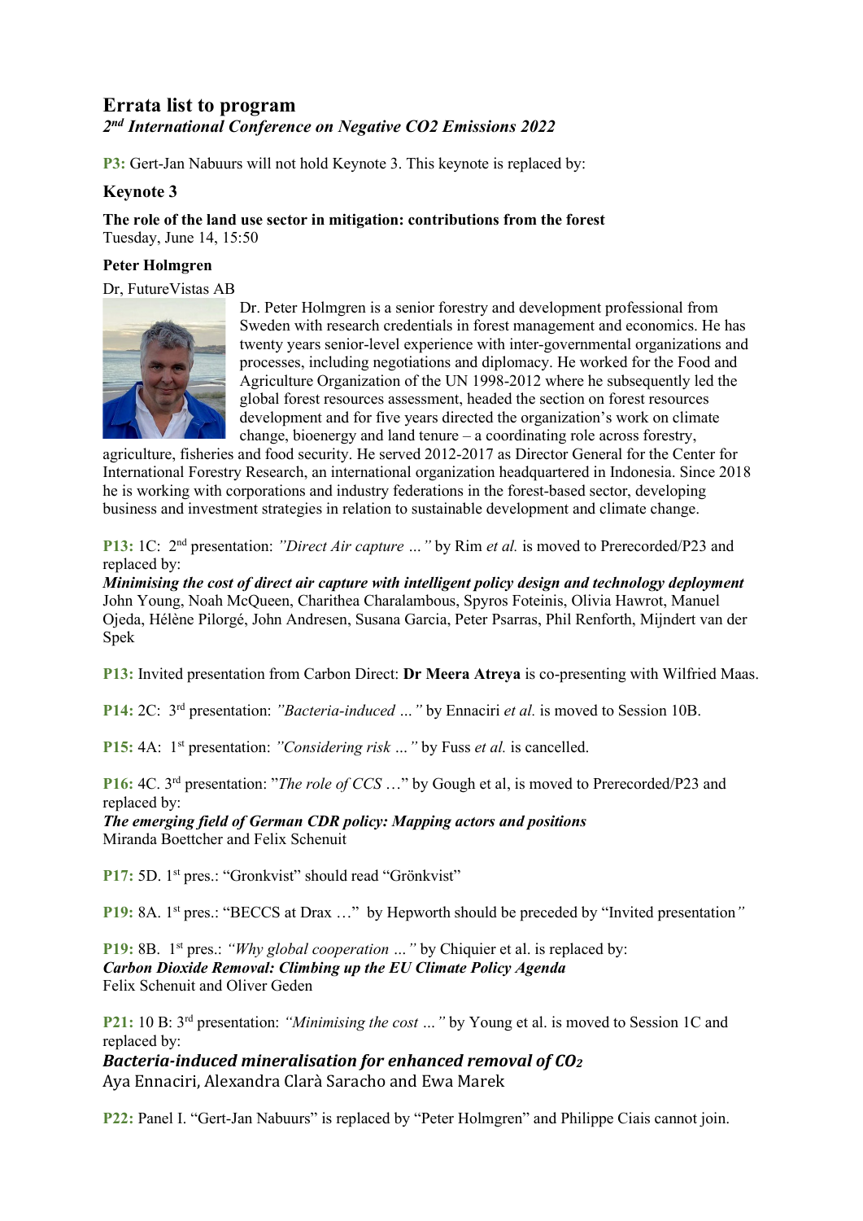# Errata list to program

***2nd International Conference on Negative CO2 Emissions 2022***

**P3:** Gert-Jan Nabuurs will not hold Keynote 3. This keynote is replaced by:

## Keynote 3

**The role of the land use sector in mitigation: contributions from the forest**
Tuesday, June 14, 15:50

**Peter Holmgren**

Dr, FutureVistas AB

Dr. Peter Holmgren is a senior forestry and development professional from Sweden with research credentials in forest management and economics. He has twenty years senior-level experience with inter-governmental organizations and processes, including negotiations and diplomacy. He worked for the Food and Agriculture Organization of the UN 1998-2012 where he subsequently led the global forest resources assessment, headed the section on forest resources development and for five years directed the organization's work on climate change, bioenergy and land tenure – a coordinating role across forestry, agriculture, fisheries and food security. He served 2012-2017 as Director General for the Center for International Forestry Research, an international organization headquartered in Indonesia. Since 2018 he is working with corporations and industry federations in the forest-based sector, developing business and investment strategies in relation to sustainable development and climate change.

**P13:** 1C: 2nd presentation: *"Direct Air capture …"* by Rim *et al.* is moved to Prerecorded/P23 and replaced by:
***Minimising the cost of direct air capture with intelligent policy design and technology deployment***
John Young, Noah McQueen, Charithea Charalambous, Spyros Foteinis, Olivia Hawrot, Manuel Ojeda, Hélène Pilorgé, John Andresen, Susana Garcia, Peter Psarras, Phil Renforth, Mijndert van der Spek

**P13:** Invited presentation from Carbon Direct: **Dr Meera Atreya** is co-presenting with Wilfried Maas.

**P14:** 2C: 3rd presentation: *"Bacteria-induced …"* by Ennaciri *et al.* is moved to Session 10B.

**P15:** 4A: 1st presentation: *"Considering risk …"* by Fuss *et al.* is cancelled.

**P16:** 4C. 3rd presentation: "*The role of CCS* …" by Gough et al, is moved to Prerecorded/P23 and replaced by:
***The emerging field of German CDR policy: Mapping actors and positions***
Miranda Boettcher and Felix Schenuit

**P17:** 5D. 1st pres.: "Gronkvist" should read "Grönkvist"

**P19:** 8A. 1st pres.: "BECCS at Drax …" by Hepworth should be preceded by "Invited presentation*"*

**P19:** 8B. 1st pres.: *"Why global cooperation …"* by Chiquier et al. is replaced by:
***Carbon Dioxide Removal: Climbing up the EU Climate Policy Agenda***
Felix Schenuit and Oliver Geden

**P21:** 10 B: 3rd presentation: *"Minimising the cost …"* by Young et al. is moved to Session 1C and replaced by:
***Bacteria-induced mineralisation for enhanced removal of $CO_2$***
Aya Ennaciri, Alexandra Clarà Saracho and Ewa Marek

**P22:** Panel I. "Gert-Jan Nabuurs" is replaced by "Peter Holmgren" and Philippe Ciais cannot join.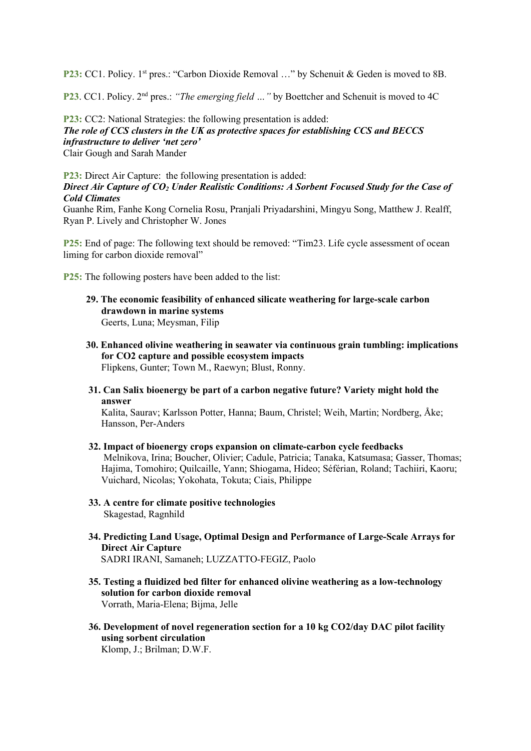**P23:** CC1. Policy. 1st pres.: "Carbon Dioxide Removal …" by Schenuit & Geden is moved to 8B.

**P23**. CC1. Policy. 2nd pres.: *"The emerging field …"* by Boettcher and Schenuit is moved to 4C

**P23:** CC2: National Strategies: the following presentation is added:
***The role of CCS clusters in the UK as protective spaces for establishing CCS and BECCS infrastructure to deliver 'net zero'***
Clair Gough and Sarah Mander

**P23:** Direct Air Capture: the following presentation is added:
***Direct Air Capture of $CO_2$ Under Realistic Conditions: A Sorbent Focused Study for the Case of Cold Climates***
Guanhe Rim, Fanhe Kong Cornelia Rosu, Pranjali Priyadarshini, Mingyu Song, Matthew J. Realff, Ryan P. Lively and Christopher W. Jones

**P25:** End of page: The following text should be removed: "Tim23. Life cycle assessment of ocean liming for carbon dioxide removal"

**P25:** The following posters have been added to the list:

29. **The economic feasibility of enhanced silicate weathering for large-scale carbon drawdown in marine systems**
    Geerts, Luna; Meysman, Filip

30. **Enhanced olivine weathering in seawater via continuous grain tumbling: implications for CO2 capture and possible ecosystem impacts**
    Flipkens, Gunter; Town M., Raewyn; Blust, Ronny.

31. **Can Salix bioenergy be part of a carbon negative future? Variety might hold the answer**
    Kalita, Saurav; Karlsson Potter, Hanna; Baum, Christel; Weih, Martin; Nordberg, Åke; Hansson, Per-Anders

32. **Impact of bioenergy crops expansion on climate-carbon cycle feedbacks**
    Melnikova, Irina; Boucher, Olivier; Cadule, Patricia; Tanaka, Katsumasa; Gasser, Thomas; Hajima, Tomohiro; Quilcaille, Yann; Shiogama, Hideo; Séférian, Roland; Tachiiri, Kaoru; Vuichard, Nicolas; Yokohata, Tokuta; Ciais, Philippe

33. **A centre for climate positive technologies**
    Skagestad, Ragnhild

34. **Predicting Land Usage, Optimal Design and Performance of Large-Scale Arrays for Direct Air Capture**
    SADRI IRANI, Samaneh; LUZZATTO-FEGIZ, Paolo

35. **Testing a fluidized bed filter for enhanced olivine weathering as a low-technology solution for carbon dioxide removal**
    Vorrath, Maria-Elena; Bijma, Jelle

36. **Development of novel regeneration section for a 10 kg CO2/day DAC pilot facility using sorbent circulation**
    Klomp, J.; Brilman; D.W.F.